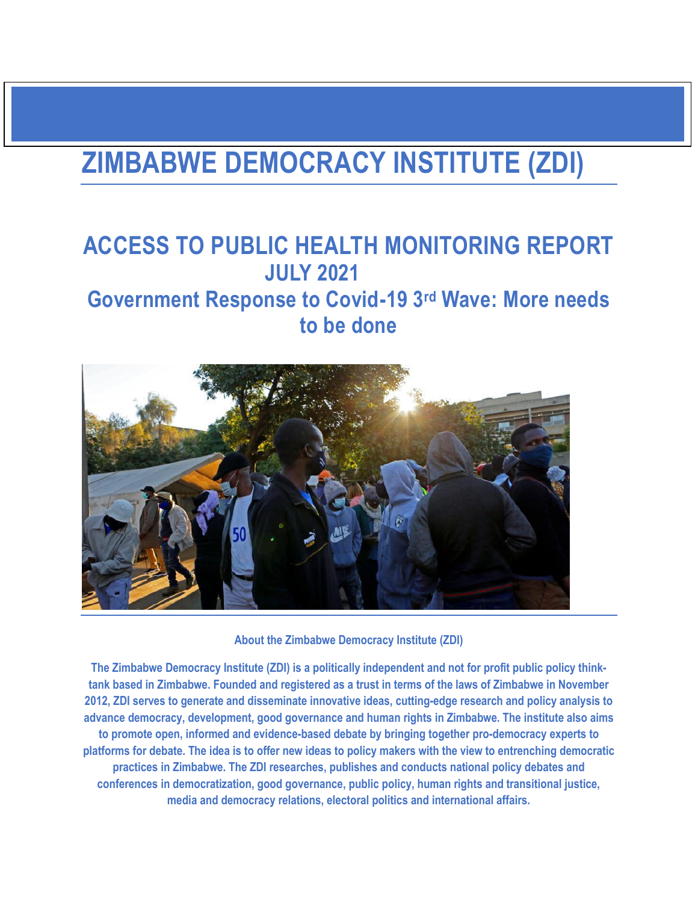# ZIMBABWE DEMOCRACY INSTITUTE (ZDI)

## ACCESS TO PUBLIC HEALTH MONITORING REPORT JULY 2021

## Government Response to Covid-19 3rd Wave: More needs to be done

**About the Zimbabwe Democracy Institute (ZDI)**

**The Zimbabwe Democracy Institute (ZDI) is a politically independent and not for profit public policy think-tank based in Zimbabwe. Founded and registered as a trust in terms of the laws of Zimbabwe in November 2012, ZDI serves to generate and disseminate innovative ideas, cutting-edge research and policy analysis to advance democracy, development, good governance and human rights in Zimbabwe. The institute also aims to promote open, informed and evidence-based debate by bringing together pro-democracy experts to platforms for debate. The idea is to offer new ideas to policy makers with the view to entrenching democratic practices in Zimbabwe. The ZDI researches, publishes and conducts national policy debates and conferences in democratization, good governance, public policy, human rights and transitional justice, media and democracy relations, electoral politics and international affairs.**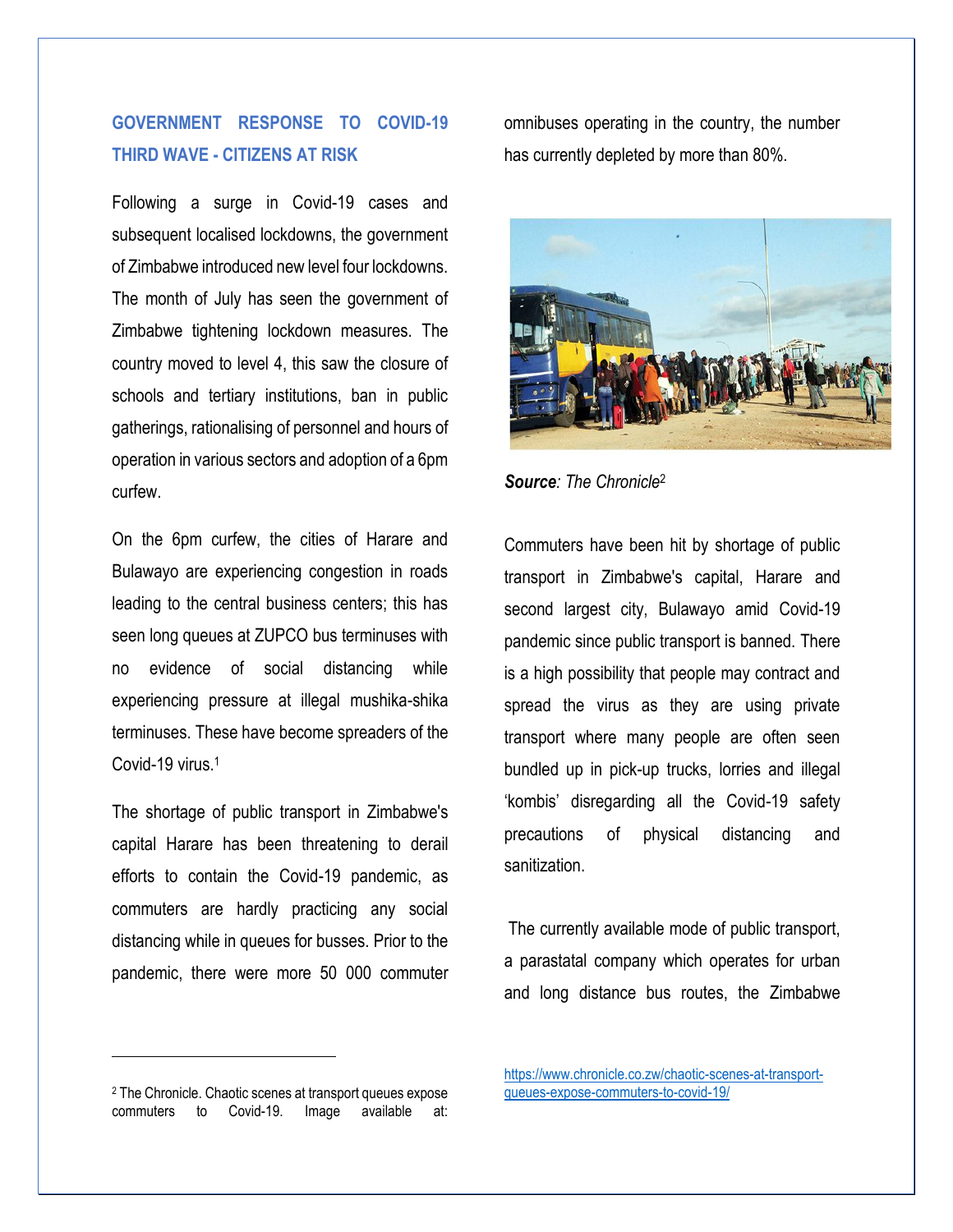## GOVERNMENT RESPONSE TO COVID-19 THIRD WAVE - CITIZENS AT RISK

Following a surge in Covid-19 cases and subsequent localised lockdowns, the government of Zimbabwe introduced new level four lockdowns. The month of July has seen the government of Zimbabwe tightening lockdown measures. The country moved to level 4, this saw the closure of schools and tertiary institutions, ban in public gatherings, rationalising of personnel and hours of operation in various sectors and adoption of a 6pm curfew.

On the 6pm curfew, the cities of Harare and Bulawayo are experiencing congestion in roads leading to the central business centers; this has seen long queues at ZUPCO bus terminuses with no evidence of social distancing while experiencing pressure at illegal mushika-shika terminuses. These have become spreaders of the Covid-19 virus.[1]

The shortage of public transport in Zimbabwe's capital Harare has been threatening to derail efforts to contain the Covid-19 pandemic, as commuters are hardly practicing any social distancing while in queues for busses. Prior to the pandemic, there were more 50 000 commuter omnibuses operating in the country, the number has currently depleted by more than 80%.

***Source**: The Chronicle*[2]

Commuters have been hit by shortage of public transport in Zimbabwe's capital, Harare and second largest city, Bulawayo amid Covid-19 pandemic since public transport is banned. There is a high possibility that people may contract and spread the virus as they are using private transport where many people are often seen bundled up in pick-up trucks, lorries and illegal 'kombis' disregarding all the Covid-19 safety precautions of physical distancing and sanitization.

The currently available mode of public transport, a parastatal company which operates for urban and long distance bus routes, the Zimbabwe

---

[2] The Chronicle. Chaotic scenes at transport queues expose commuters to Covid-19. Image available at: https://www.chronicle.co.zw/chaotic-scenes-at-transport-queues-expose-commuters-to-covid-19/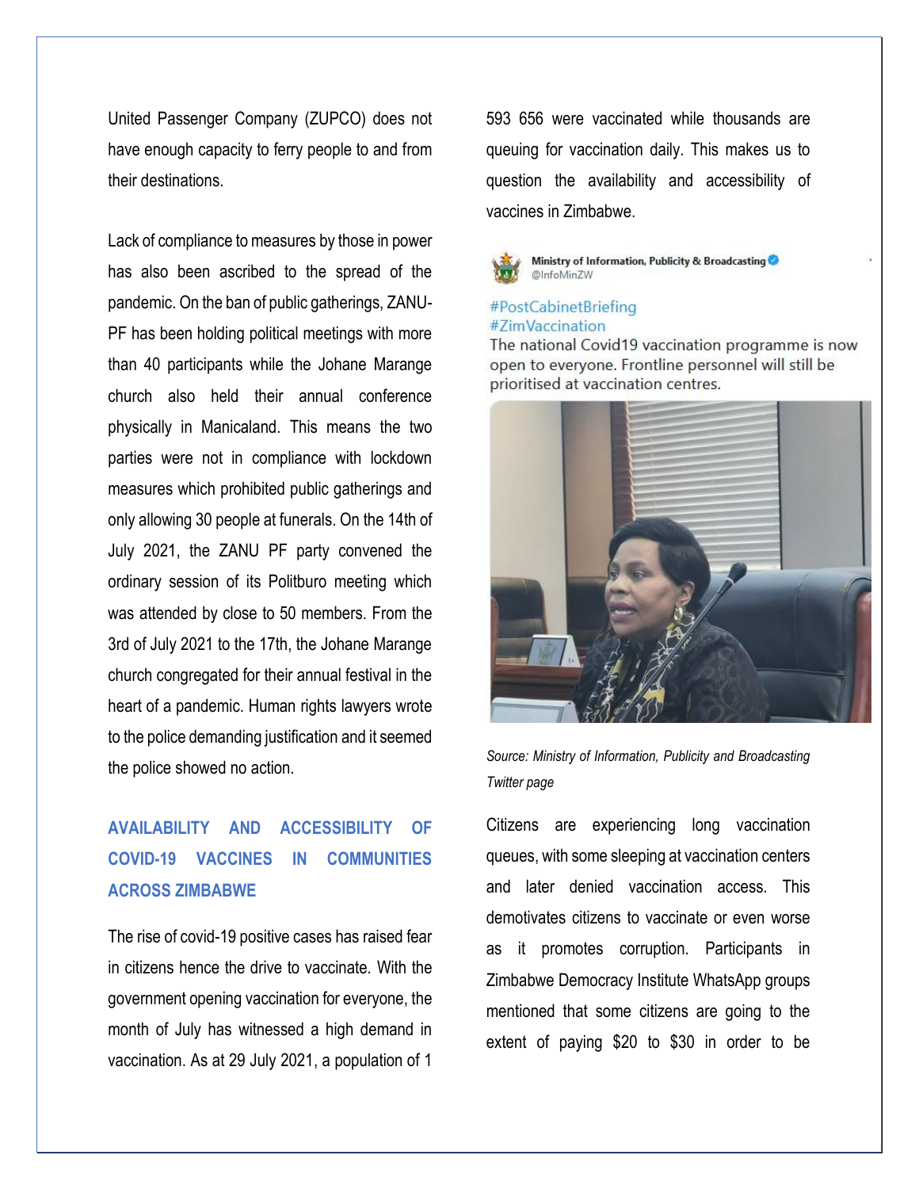United Passenger Company (ZUPCO) does not have enough capacity to ferry people to and from their destinations.

Lack of compliance to measures by those in power has also been ascribed to the spread of the pandemic. On the ban of public gatherings, ZANU-PF has been holding political meetings with more than 40 participants while the Johane Marange church also held their annual conference physically in Manicaland. This means the two parties were not in compliance with lockdown measures which prohibited public gatherings and only allowing 30 people at funerals. On the 14th of July 2021, the ZANU PF party convened the ordinary session of its Politburo meeting which was attended by close to 50 members. From the 3rd of July 2021 to the 17th, the Johane Marange church congregated for their annual festival in the heart of a pandemic. Human rights lawyers wrote to the police demanding justification and it seemed the police showed no action.

## AVAILABILITY AND ACCESSIBILITY OF COVID-19 VACCINES IN COMMUNITIES ACROSS ZIMBABWE

The rise of covid-19 positive cases has raised fear in citizens hence the drive to vaccinate. With the government opening vaccination for everyone, the month of July has witnessed a high demand in vaccination. As at 29 July 2021, a population of 1 593 656 were vaccinated while thousands are queuing for vaccination daily. This makes us to question the availability and accessibility of vaccines in Zimbabwe.

Ministry of Information, Publicity & Broadcasting
@InfoMinZW

#PostCabinetBriefing
#ZimVaccination
The national Covid19 vaccination programme is now open to everyone. Frontline personnel will still be prioritised at vaccination centres.

*Source: Ministry of Information, Publicity and Broadcasting Twitter page*

Citizens are experiencing long vaccination queues, with some sleeping at vaccination centers and later denied vaccination access. This demotivates citizens to vaccinate or even worse as it promotes corruption. Participants in Zimbabwe Democracy Institute WhatsApp groups mentioned that some citizens are going to the extent of paying $20 to $30 in order to be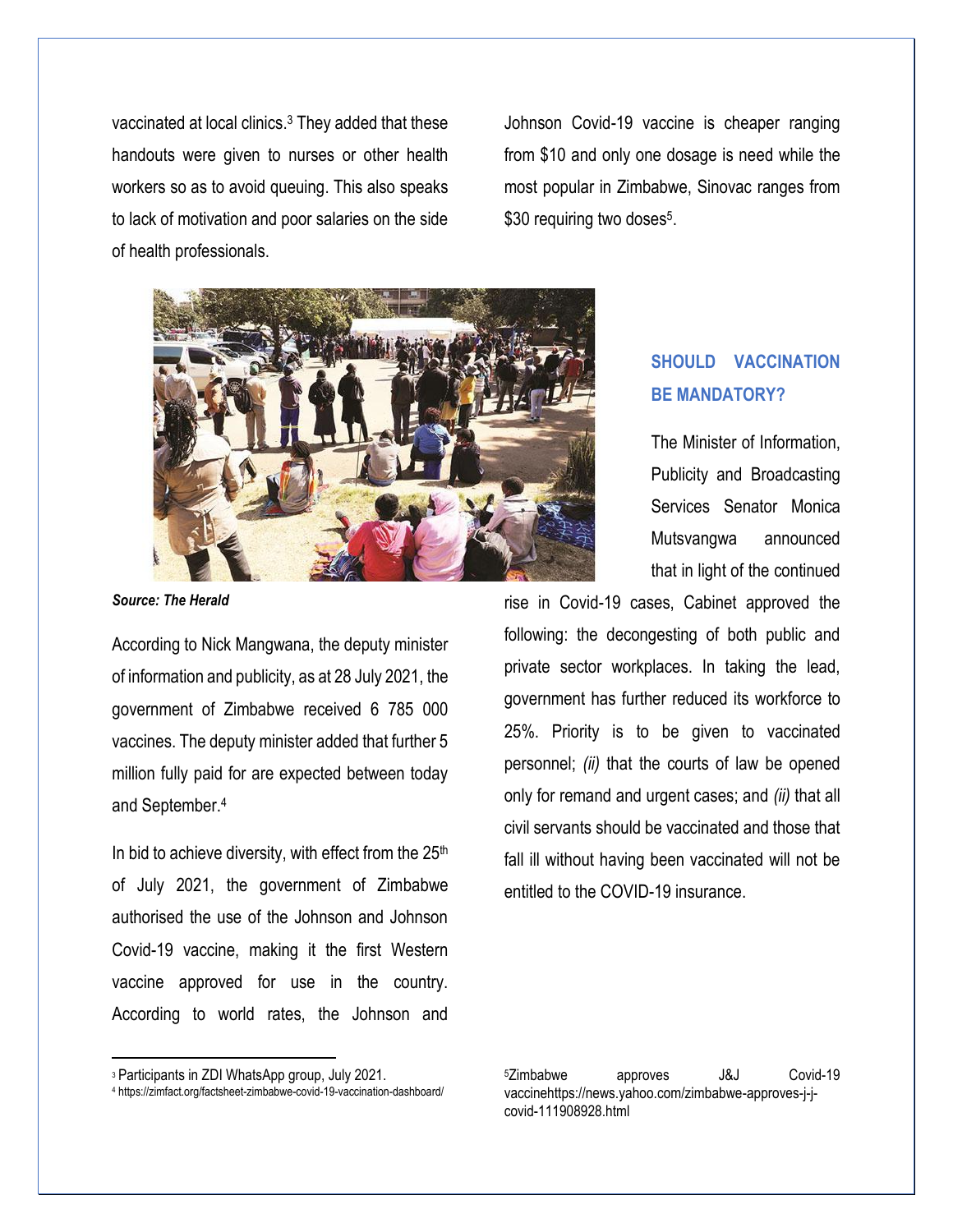vaccinated at local clinics.[3] They added that these handouts were given to nurses or other health workers so as to avoid queuing. This also speaks to lack of motivation and poor salaries on the side of health professionals.

*Source: The Herald*

According to Nick Mangwana, the deputy minister of information and publicity, as at 28 July 2021, the government of Zimbabwe received 6 785 000 vaccines. The deputy minister added that further 5 million fully paid for are expected between today and September.[4]

In bid to achieve diversity, with effect from the 25th of July 2021, the government of Zimbabwe authorised the use of the Johnson and Johnson Covid-19 vaccine, making it the first Western vaccine approved for use in the country. According to world rates, the Johnson and Johnson Covid-19 vaccine is cheaper ranging from $10 and only one dosage is need while the most popular in Zimbabwe, Sinovac ranges from $30 requiring two doses[5].

## SHOULD VACCINATION BE MANDATORY?

The Minister of Information, Publicity and Broadcasting Services Senator Monica Mutsvangwa announced that in light of the continued rise in Covid-19 cases, Cabinet approved the following: the decongesting of both public and private sector workplaces. In taking the lead, government has further reduced its workforce to 25%. Priority is to be given to vaccinated personnel; *(ii)* that the courts of law be opened only for remand and urgent cases; and *(ii)* that all civil servants should be vaccinated and those that fall ill without having been vaccinated will not be entitled to the COVID-19 insurance.

---

[3] Participants in ZDI WhatsApp group, July 2021.

[4] https://zimfact.org/factsheet-zimbabwe-covid-19-vaccination-dashboard/

[5] Zimbabwe approves J&J Covid-19 vaccinehttps://news.yahoo.com/zimbabwe-approves-j-j-covid-111908928.html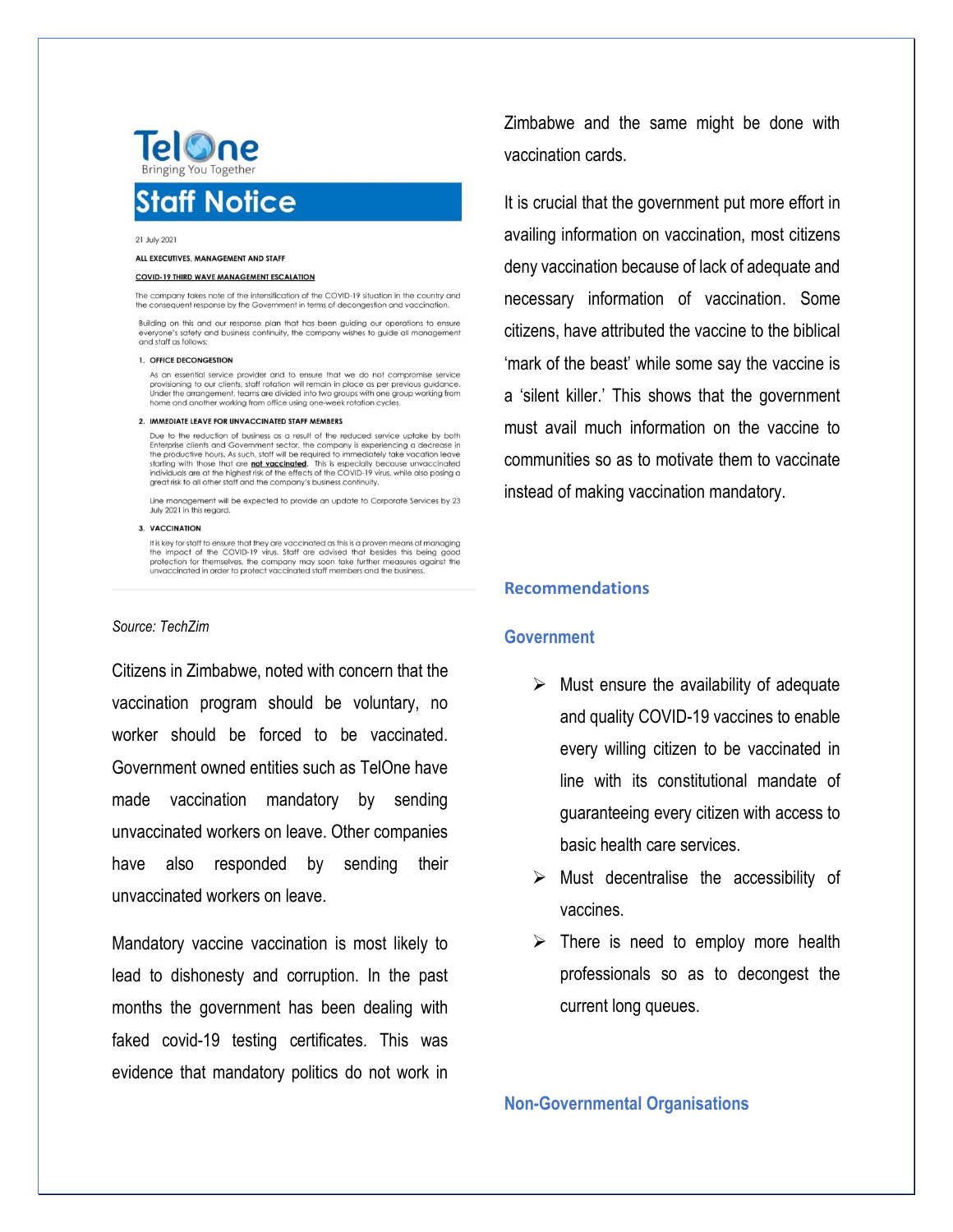TelOne
Bringing You Together

# Staff Notice

21 July 2021

**ALL EXECUTIVES, MANAGEMENT AND STAFF**

**COVID-19 THIRD WAVE MANAGEMENT ESCALATION**

The company takes note of the intensification of the COVID-19 situation in the country and the consequent response by the Government in terms of decongestion and vaccination.

Building on this and our response plan that has been guiding our operations to ensure everyone's safety and business continuity, the company wishes to guide all management and staff as follows;

1. **OFFICE DECONGESTION**

   As an essential service provider and to ensure that we do not compromise service provisioning to our clients, staff rotation will remain in place as per previous guidance. Under the arrangement, teams are divided into two groups with one group working from home and another working from office using one-week rotation cycles.

2. **IMMEDIATE LEAVE FOR UNVACCINATED STAFF MEMBERS**

   Due to the reduction of business as a result of the reduced service uptake by both Enterprise clients and Government sector, the company is experiencing a decrease in the productive hours. As such, staff will be required to immediately take vacation leave starting with those that are **not vaccinated**. This is especially because unvaccinated individuals are at the highest risk of the effects of the COVID-19 virus, while also posing a great risk to all other staff and the company's business continuity.

   Line management will be expected to provide an update to Corporate Services by 23 July 2021 in this regard.

3. **VACCINATION**

   It is key for staff to ensure that they are vaccinated as this is a proven means of managing the impact of the COVID-19 virus. Staff are advised that besides this being good protection for themselves, the company may soon take further measures against the unvaccinated in order to protect vaccinated staff members and the business.

*Source: TechZim*

Citizens in Zimbabwe, noted with concern that the vaccination program should be voluntary, no worker should be forced to be vaccinated. Government owned entities such as TelOne have made vaccination mandatory by sending unvaccinated workers on leave. Other companies have also responded by sending their unvaccinated workers on leave.

Mandatory vaccine vaccination is most likely to lead to dishonesty and corruption. In the past months the government has been dealing with faked covid-19 testing certificates. This was evidence that mandatory politics do not work in Zimbabwe and the same might be done with vaccination cards.

It is crucial that the government put more effort in availing information on vaccination, most citizens deny vaccination because of lack of adequate and necessary information of vaccination. Some citizens, have attributed the vaccine to the biblical 'mark of the beast' while some say the vaccine is a 'silent killer.' This shows that the government must avail much information on the vaccine to communities so as to motivate them to vaccinate instead of making vaccination mandatory.

## Recommendations

### Government

- Must ensure the availability of adequate and quality COVID-19 vaccines to enable every willing citizen to be vaccinated in line with its constitutional mandate of guaranteeing every citizen with access to basic health care services.
- Must decentralise the accessibility of vaccines.
- There is need to employ more health professionals so as to decongest the current long queues.

### Non-Governmental Organisations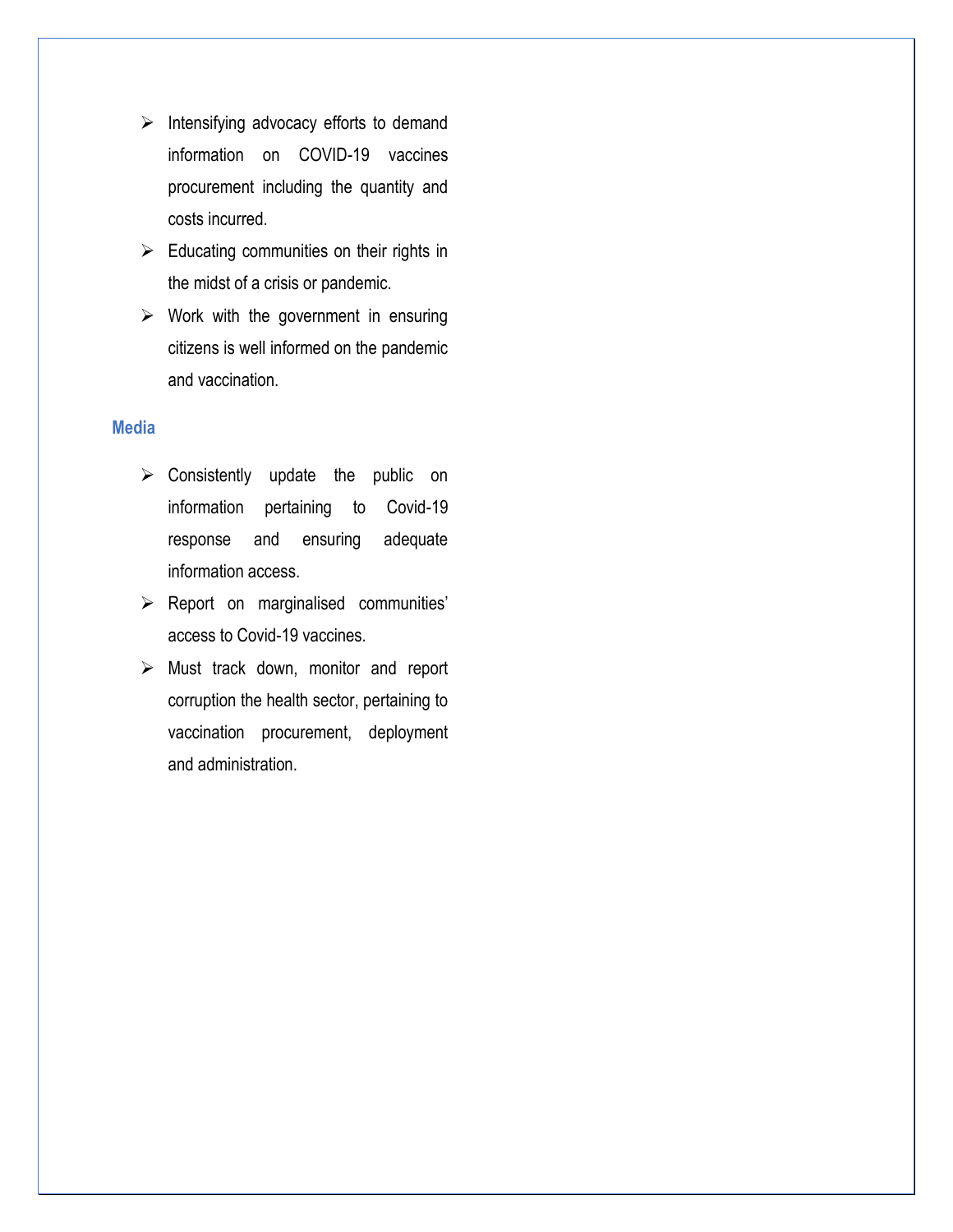- Intensifying advocacy efforts to demand information on COVID-19 vaccines procurement including the quantity and costs incurred.
- Educating communities on their rights in the midst of a crisis or pandemic.
- Work with the government in ensuring citizens is well informed on the pandemic and vaccination.

### Media

- Consistently update the public on information pertaining to Covid-19 response and ensuring adequate information access.
- Report on marginalised communities' access to Covid-19 vaccines.
- Must track down, monitor and report corruption the health sector, pertaining to vaccination procurement, deployment and administration.